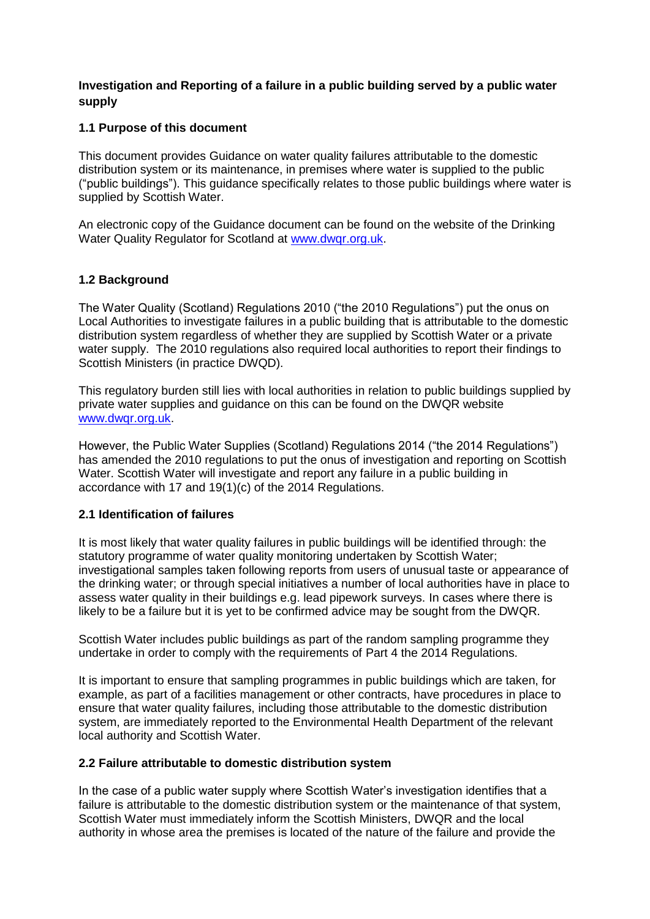**Investigation and Reporting of a failure in a public building served by a public water supply**

**1.1 Purpose of this document**

This document provides Guidance on water quality failures attributable to the domestic distribution system or its maintenance, in premises where water is supplied to the public ("public buildings"). This guidance specifically relates to those public buildings where water is supplied by Scottish Water.

An electronic copy of the Guidance document can be found on the website of the Drinking Water Quality Regulator for Scotland at [www.dwqr.org.uk](http://www.dwqr.org.uk).

**1.2 Background**

The Water Quality (Scotland) Regulations 2010 ("the 2010 Regulations") put the onus on Local Authorities to investigate failures in a public building that is attributable to the domestic distribution system regardless of whether they are supplied by Scottish Water or a private water supply. The 2010 regulations also required local authorities to report their findings to Scottish Ministers (in practice DWQD).

This regulatory burden still lies with local authorities in relation to public buildings supplied by private water supplies and guidance on this can be found on the DWQR website [www.dwqr.org.uk](http://www.dwqr.org.uk).

However, the Public Water Supplies (Scotland) Regulations 2014 ("the 2014 Regulations") has amended the 2010 regulations to put the onus of investigation and reporting on Scottish Water. Scottish Water will investigate and report any failure in a public building in accordance with 17 and 19(1)(c) of the 2014 Regulations.

**2.1 Identification of failures**

It is most likely that water quality failures in public buildings will be identified through: the statutory programme of water quality monitoring undertaken by Scottish Water; investigational samples taken following reports from users of unusual taste or appearance of the drinking water; or through special initiatives a number of local authorities have in place to assess water quality in their buildings e.g. lead pipework surveys. In cases where there is likely to be a failure but it is yet to be confirmed advice may be sought from the DWQR.

Scottish Water includes public buildings as part of the random sampling programme they undertake in order to comply with the requirements of Part 4 the 2014 Regulations.

It is important to ensure that sampling programmes in public buildings which are taken, for example, as part of a facilities management or other contracts, have procedures in place to ensure that water quality failures, including those attributable to the domestic distribution system, are immediately reported to the Environmental Health Department of the relevant local authority and Scottish Water.

**2.2 Failure attributable to domestic distribution system**

In the case of a public water supply where Scottish Water's investigation identifies that a failure is attributable to the domestic distribution system or the maintenance of that system, Scottish Water must immediately inform the Scottish Ministers, DWQR and the local authority in whose area the premises is located of the nature of the failure and provide the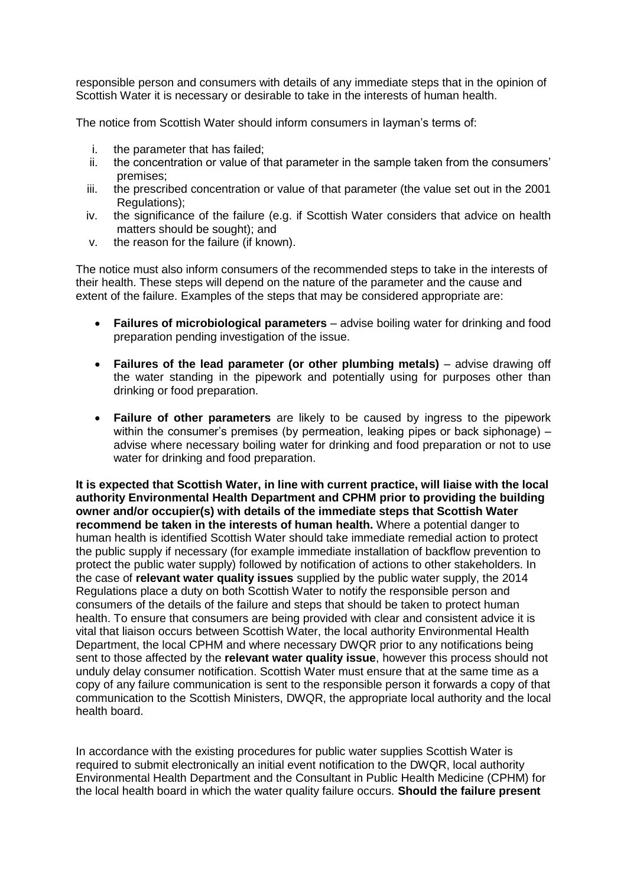responsible person and consumers with details of any immediate steps that in the opinion of Scottish Water it is necessary or desirable to take in the interests of human health.

The notice from Scottish Water should inform consumers in layman's terms of:

i. the parameter that has failed;
ii. the concentration or value of that parameter in the sample taken from the consumers' premises;
iii. the prescribed concentration or value of that parameter (the value set out in the 2001 Regulations);
iv. the significance of the failure (e.g. if Scottish Water considers that advice on health matters should be sought); and
v. the reason for the failure (if known).

The notice must also inform consumers of the recommended steps to take in the interests of their health. These steps will depend on the nature of the parameter and the cause and extent of the failure. Examples of the steps that may be considered appropriate are:

- **Failures of microbiological parameters** – advise boiling water for drinking and food preparation pending investigation of the issue.
- **Failures of the lead parameter (or other plumbing metals)** – advise drawing off the water standing in the pipework and potentially using for purposes other than drinking or food preparation.
- **Failure of other parameters** are likely to be caused by ingress to the pipework within the consumer's premises (by permeation, leaking pipes or back siphonage) – advise where necessary boiling water for drinking and food preparation or not to use water for drinking and food preparation.

**It is expected that Scottish Water, in line with current practice, will liaise with the local authority Environmental Health Department and CPHM prior to providing the building owner and/or occupier(s) with details of the immediate steps that Scottish Water recommend be taken in the interests of human health.** Where a potential danger to human health is identified Scottish Water should take immediate remedial action to protect the public supply if necessary (for example immediate installation of backflow prevention to protect the public water supply) followed by notification of actions to other stakeholders. In the case of **relevant water quality issues** supplied by the public water supply, the 2014 Regulations place a duty on both Scottish Water to notify the responsible person and consumers of the details of the failure and steps that should be taken to protect human health. To ensure that consumers are being provided with clear and consistent advice it is vital that liaison occurs between Scottish Water, the local authority Environmental Health Department, the local CPHM and where necessary DWQR prior to any notifications being sent to those affected by the **relevant water quality issue**, however this process should not unduly delay consumer notification. Scottish Water must ensure that at the same time as a copy of any failure communication is sent to the responsible person it forwards a copy of that communication to the Scottish Ministers, DWQR, the appropriate local authority and the local health board.

In accordance with the existing procedures for public water supplies Scottish Water is required to submit electronically an initial event notification to the DWQR, local authority Environmental Health Department and the Consultant in Public Health Medicine (CPHM) for the local health board in which the water quality failure occurs. **Should the failure present**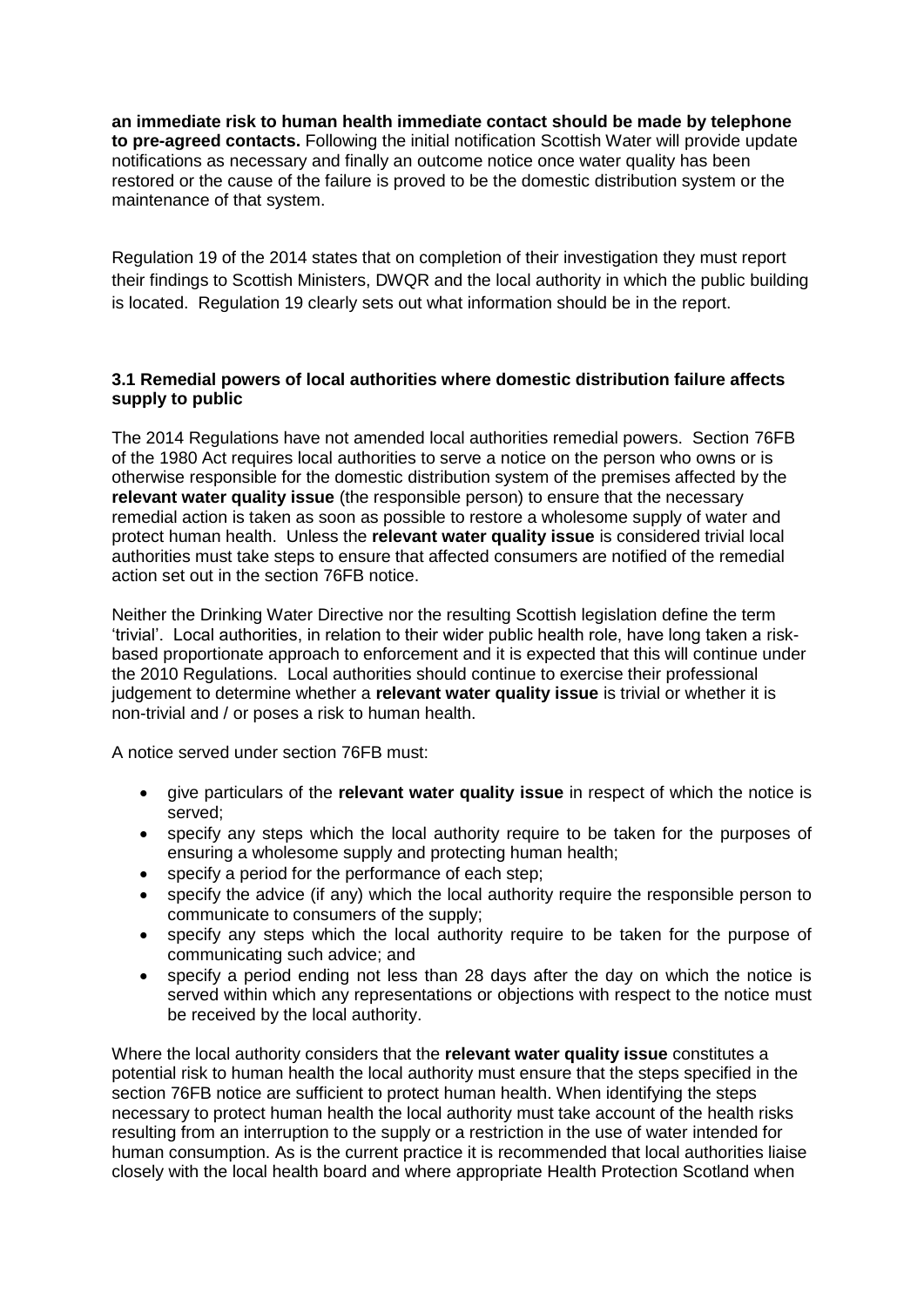**an immediate risk to human health immediate contact should be made by telephone to pre-agreed contacts.** Following the initial notification Scottish Water will provide update notifications as necessary and finally an outcome notice once water quality has been restored or the cause of the failure is proved to be the domestic distribution system or the maintenance of that system.

Regulation 19 of the 2014 states that on completion of their investigation they must report their findings to Scottish Ministers, DWQR and the local authority in which the public building is located. Regulation 19 clearly sets out what information should be in the report.

### 3.1 Remedial powers of local authorities where domestic distribution failure affects supply to public

The 2014 Regulations have not amended local authorities remedial powers. Section 76FB of the 1980 Act requires local authorities to serve a notice on the person who owns or is otherwise responsible for the domestic distribution system of the premises affected by the **relevant water quality issue** (the responsible person) to ensure that the necessary remedial action is taken as soon as possible to restore a wholesome supply of water and protect human health. Unless the **relevant water quality issue** is considered trivial local authorities must take steps to ensure that affected consumers are notified of the remedial action set out in the section 76FB notice.

Neither the Drinking Water Directive nor the resulting Scottish legislation define the term 'trivial'. Local authorities, in relation to their wider public health role, have long taken a risk-based proportionate approach to enforcement and it is expected that this will continue under the 2010 Regulations. Local authorities should continue to exercise their professional judgement to determine whether a **relevant water quality issue** is trivial or whether it is non-trivial and / or poses a risk to human health.

A notice served under section 76FB must:

- give particulars of the **relevant water quality issue** in respect of which the notice is served;
- specify any steps which the local authority require to be taken for the purposes of ensuring a wholesome supply and protecting human health;
- specify a period for the performance of each step;
- specify the advice (if any) which the local authority require the responsible person to communicate to consumers of the supply;
- specify any steps which the local authority require to be taken for the purpose of communicating such advice; and
- specify a period ending not less than 28 days after the day on which the notice is served within which any representations or objections with respect to the notice must be received by the local authority.

Where the local authority considers that the **relevant water quality issue** constitutes a potential risk to human health the local authority must ensure that the steps specified in the section 76FB notice are sufficient to protect human health. When identifying the steps necessary to protect human health the local authority must take account of the health risks resulting from an interruption to the supply or a restriction in the use of water intended for human consumption. As is the current practice it is recommended that local authorities liaise closely with the local health board and where appropriate Health Protection Scotland when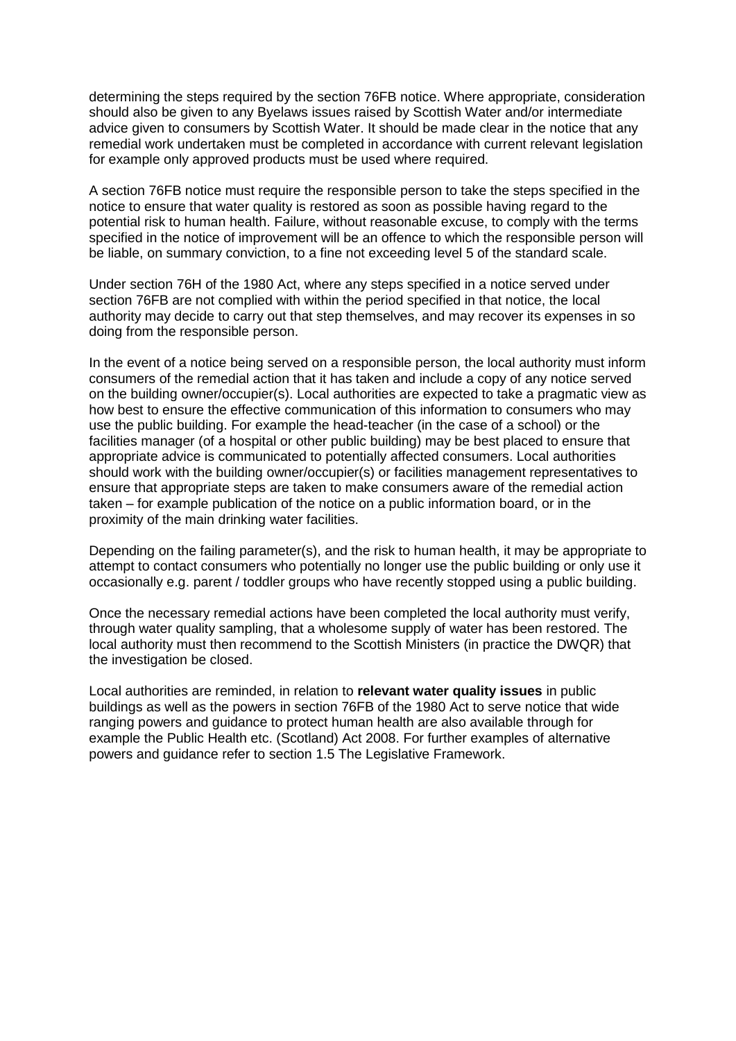determining the steps required by the section 76FB notice. Where appropriate, consideration should also be given to any Byelaws issues raised by Scottish Water and/or intermediate advice given to consumers by Scottish Water. It should be made clear in the notice that any remedial work undertaken must be completed in accordance with current relevant legislation for example only approved products must be used where required.

A section 76FB notice must require the responsible person to take the steps specified in the notice to ensure that water quality is restored as soon as possible having regard to the potential risk to human health. Failure, without reasonable excuse, to comply with the terms specified in the notice of improvement will be an offence to which the responsible person will be liable, on summary conviction, to a fine not exceeding level 5 of the standard scale.

Under section 76H of the 1980 Act, where any steps specified in a notice served under section 76FB are not complied with within the period specified in that notice, the local authority may decide to carry out that step themselves, and may recover its expenses in so doing from the responsible person.

In the event of a notice being served on a responsible person, the local authority must inform consumers of the remedial action that it has taken and include a copy of any notice served on the building owner/occupier(s). Local authorities are expected to take a pragmatic view as how best to ensure the effective communication of this information to consumers who may use the public building. For example the head-teacher (in the case of a school) or the facilities manager (of a hospital or other public building) may be best placed to ensure that appropriate advice is communicated to potentially affected consumers. Local authorities should work with the building owner/occupier(s) or facilities management representatives to ensure that appropriate steps are taken to make consumers aware of the remedial action taken – for example publication of the notice on a public information board, or in the proximity of the main drinking water facilities.

Depending on the failing parameter(s), and the risk to human health, it may be appropriate to attempt to contact consumers who potentially no longer use the public building or only use it occasionally e.g. parent / toddler groups who have recently stopped using a public building.

Once the necessary remedial actions have been completed the local authority must verify, through water quality sampling, that a wholesome supply of water has been restored. The local authority must then recommend to the Scottish Ministers (in practice the DWQR) that the investigation be closed.

Local authorities are reminded, in relation to **relevant water quality issues** in public buildings as well as the powers in section 76FB of the 1980 Act to serve notice that wide ranging powers and guidance to protect human health are also available through for example the Public Health etc. (Scotland) Act 2008. For further examples of alternative powers and guidance refer to section 1.5 The Legislative Framework.